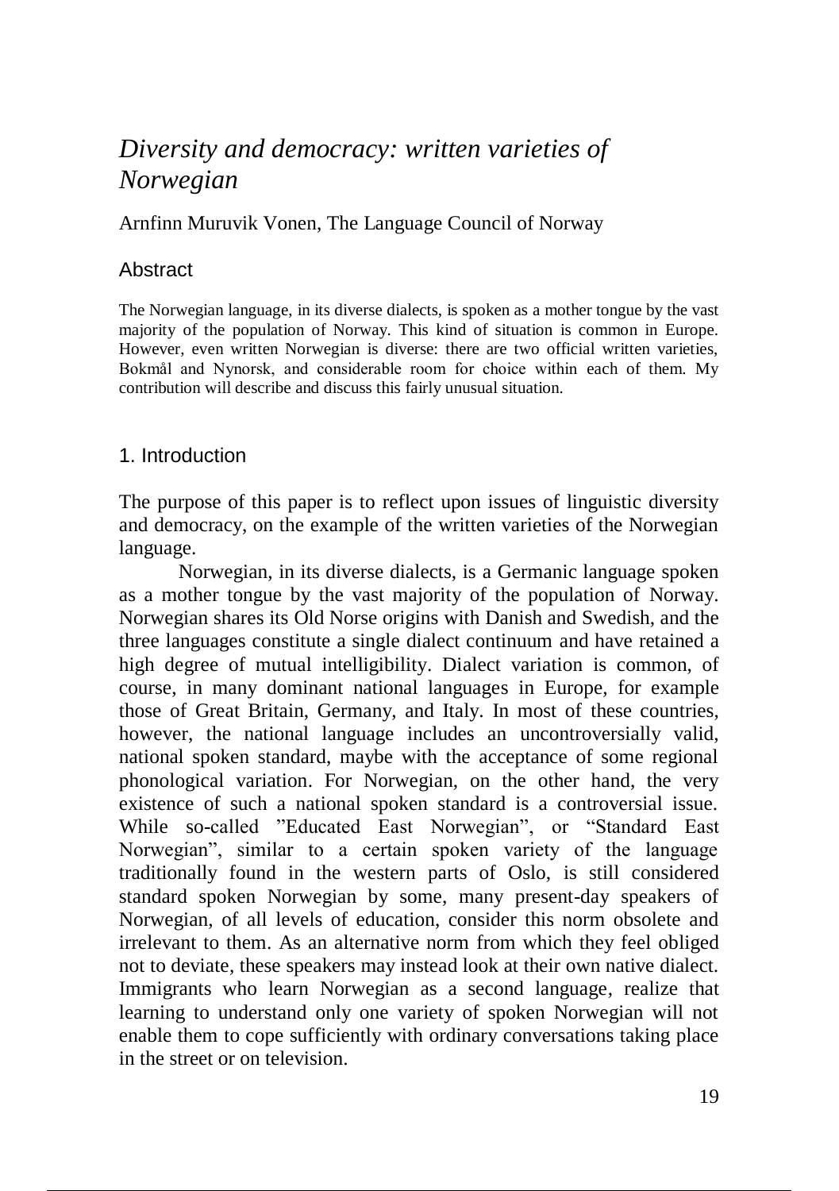# *Diversity and democracy: written varieties of Norwegian*

Arnfinn Muruvik Vonen, The Language Council of Norway

## Abstract

The Norwegian language, in its diverse dialects, is spoken as a mother tongue by the vast majority of the population of Norway. This kind of situation is common in Europe. However, even written Norwegian is diverse: there are two official written varieties, Bokmål and Nynorsk, and considerable room for choice within each of them. My contribution will describe and discuss this fairly unusual situation.

## 1. Introduction

The purpose of this paper is to reflect upon issues of linguistic diversity and democracy, on the example of the written varieties of the Norwegian language.

Norwegian, in its diverse dialects, is a Germanic language spoken as a mother tongue by the vast majority of the population of Norway. Norwegian shares its Old Norse origins with Danish and Swedish, and the three languages constitute a single dialect continuum and have retained a high degree of mutual intelligibility. Dialect variation is common, of course, in many dominant national languages in Europe, for example those of Great Britain, Germany, and Italy. In most of these countries, however, the national language includes an uncontroversially valid, national spoken standard, maybe with the acceptance of some regional phonological variation. For Norwegian, on the other hand, the very existence of such a national spoken standard is a controversial issue. While so-called "Educated East Norwegian", or "Standard East Norwegian", similar to a certain spoken variety of the language traditionally found in the western parts of Oslo, is still considered standard spoken Norwegian by some, many present-day speakers of Norwegian, of all levels of education, consider this norm obsolete and irrelevant to them. As an alternative norm from which they feel obliged not to deviate, these speakers may instead look at their own native dialect. Immigrants who learn Norwegian as a second language, realize that learning to understand only one variety of spoken Norwegian will not enable them to cope sufficiently with ordinary conversations taking place in the street or on television.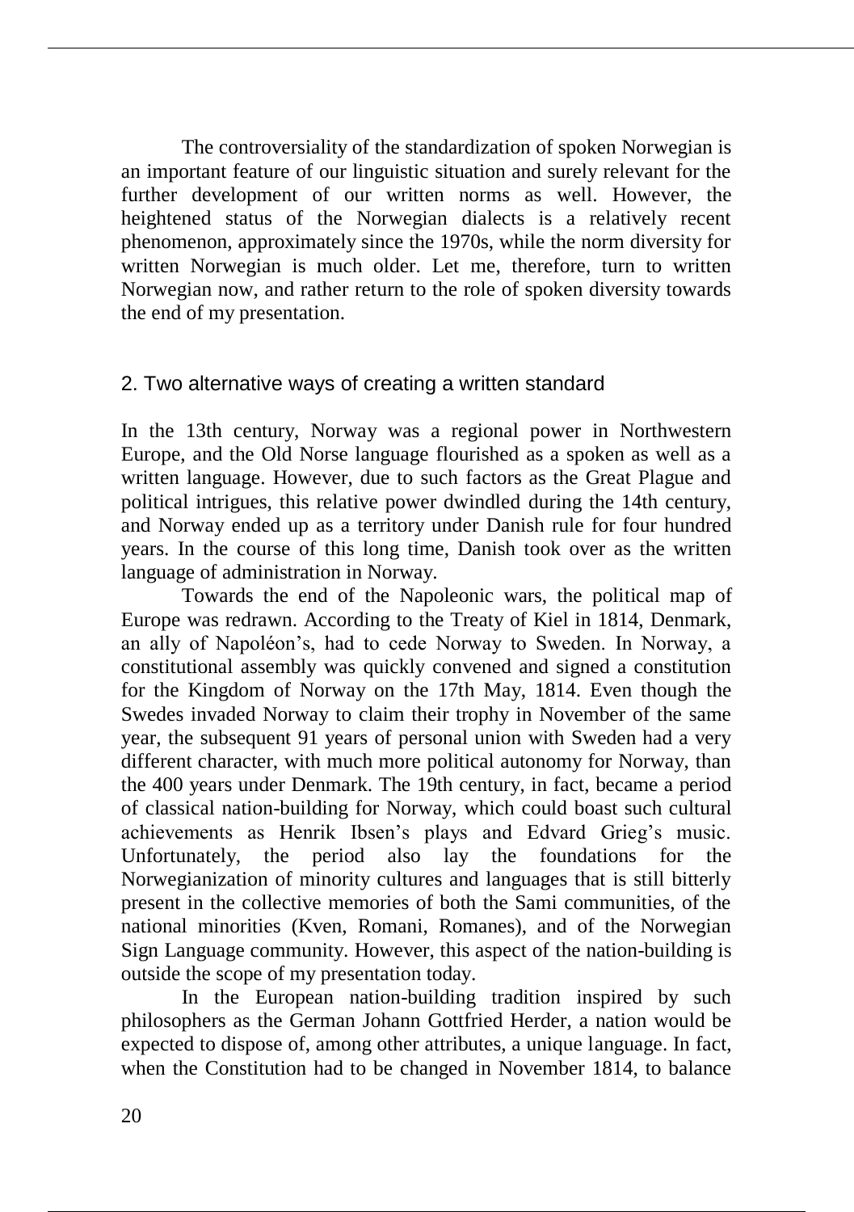The controversiality of the standardization of spoken Norwegian is an important feature of our linguistic situation and surely relevant for the further development of our written norms as well. However, the heightened status of the Norwegian dialects is a relatively recent phenomenon, approximately since the 1970s, while the norm diversity for written Norwegian is much older. Let me, therefore, turn to written Norwegian now, and rather return to the role of spoken diversity towards the end of my presentation.

## 2. Two alternative ways of creating a written standard

In the 13th century, Norway was a regional power in Northwestern Europe, and the Old Norse language flourished as a spoken as well as a written language. However, due to such factors as the Great Plague and political intrigues, this relative power dwindled during the 14th century, and Norway ended up as a territory under Danish rule for four hundred years. In the course of this long time, Danish took over as the written language of administration in Norway.

Towards the end of the Napoleonic wars, the political map of Europe was redrawn. According to the Treaty of Kiel in 1814, Denmark, an ally of Napoléon's, had to cede Norway to Sweden. In Norway, a constitutional assembly was quickly convened and signed a constitution for the Kingdom of Norway on the 17th May, 1814. Even though the Swedes invaded Norway to claim their trophy in November of the same year, the subsequent 91 years of personal union with Sweden had a very different character, with much more political autonomy for Norway, than the 400 years under Denmark. The 19th century, in fact, became a period of classical nation-building for Norway, which could boast such cultural achievements as Henrik Ibsen's plays and Edvard Grieg's music. Unfortunately, the period also lay the foundations for the Norwegianization of minority cultures and languages that is still bitterly present in the collective memories of both the Sami communities, of the national minorities (Kven, Romani, Romanes), and of the Norwegian Sign Language community. However, this aspect of the nation-building is outside the scope of my presentation today.

In the European nation-building tradition inspired by such philosophers as the German Johann Gottfried Herder, a nation would be expected to dispose of, among other attributes, a unique language. In fact, when the Constitution had to be changed in November 1814, to balance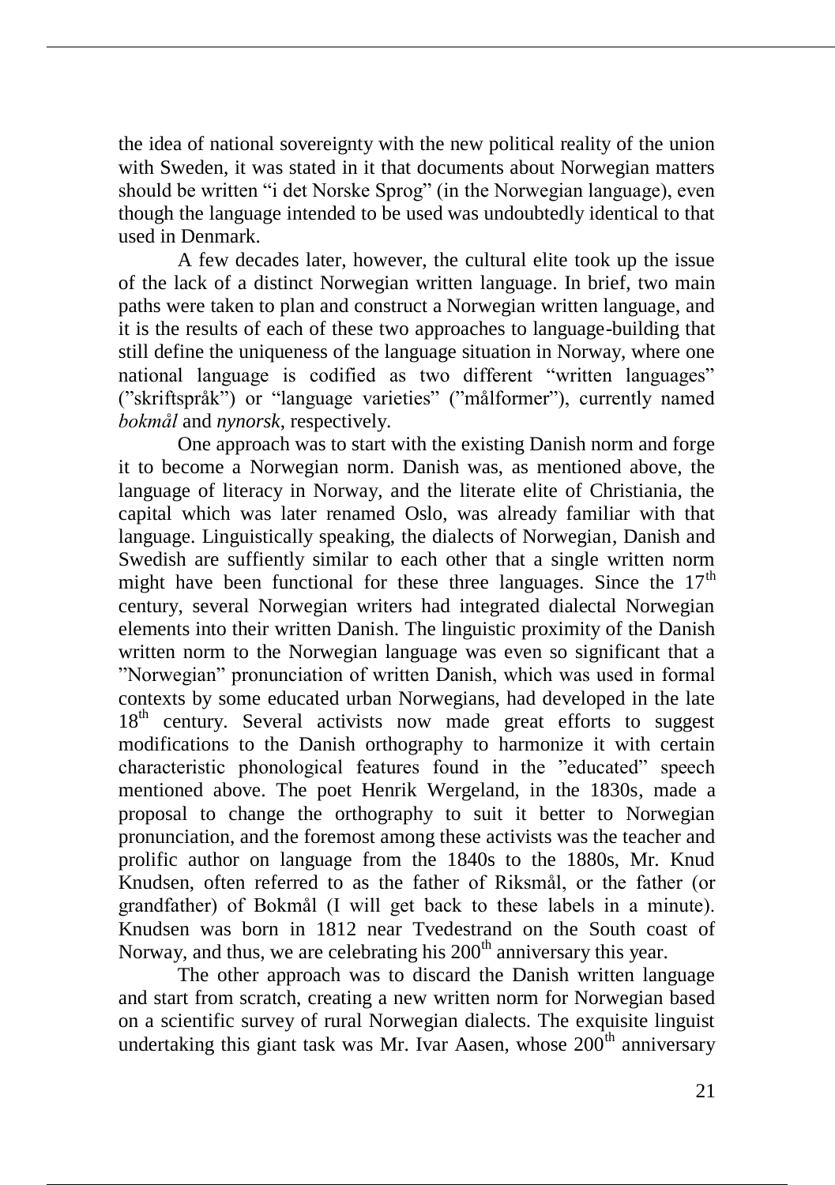the idea of national sovereignty with the new political reality of the union with Sweden, it was stated in it that documents about Norwegian matters should be written "i det Norske Sprog" (in the Norwegian language), even though the language intended to be used was undoubtedly identical to that used in Denmark.

A few decades later, however, the cultural elite took up the issue of the lack of a distinct Norwegian written language. In brief, two main paths were taken to plan and construct a Norwegian written language, and it is the results of each of these two approaches to language-building that still define the uniqueness of the language situation in Norway, where one national language is codified as two different "written languages" ("skriftspråk") or "language varieties" ("målformer"), currently named *bokmål* and *nynorsk*, respectively.

One approach was to start with the existing Danish norm and forge it to become a Norwegian norm. Danish was, as mentioned above, the language of literacy in Norway, and the literate elite of Christiania, the capital which was later renamed Oslo, was already familiar with that language. Linguistically speaking, the dialects of Norwegian, Danish and Swedish are suffiently similar to each other that a single written norm might have been functional for these three languages. Since the 17th century, several Norwegian writers had integrated dialectal Norwegian elements into their written Danish. The linguistic proximity of the Danish written norm to the Norwegian language was even so significant that a "Norwegian" pronunciation of written Danish, which was used in formal contexts by some educated urban Norwegians, had developed in the late 18th century. Several activists now made great efforts to suggest modifications to the Danish orthography to harmonize it with certain characteristic phonological features found in the "educated" speech mentioned above. The poet Henrik Wergeland, in the 1830s, made a proposal to change the orthography to suit it better to Norwegian pronunciation, and the foremost among these activists was the teacher and prolific author on language from the 1840s to the 1880s, Mr. Knud Knudsen, often referred to as the father of Riksmål, or the father (or grandfather) of Bokmål (I will get back to these labels in a minute). Knudsen was born in 1812 near Tvedestrand on the South coast of Norway, and thus, we are celebrating his 200th anniversary this year.

The other approach was to discard the Danish written language and start from scratch, creating a new written norm for Norwegian based on a scientific survey of rural Norwegian dialects. The exquisite linguist undertaking this giant task was Mr. Ivar Aasen, whose 200th anniversary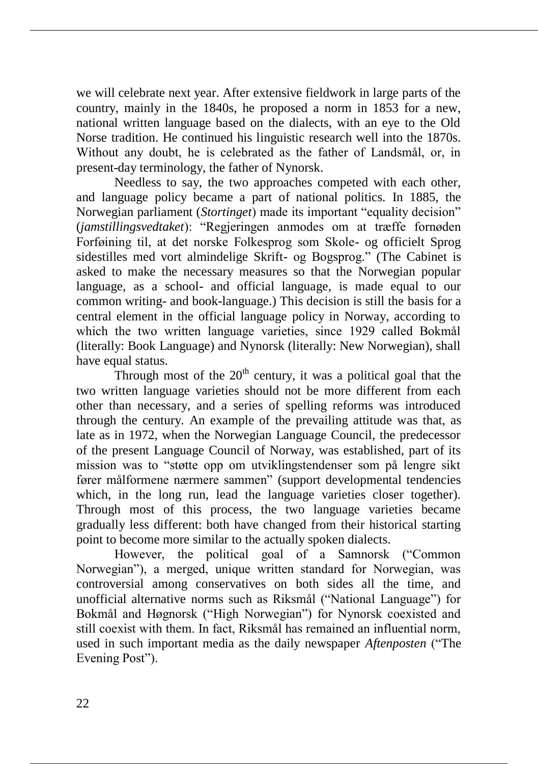we will celebrate next year. After extensive fieldwork in large parts of the country, mainly in the 1840s, he proposed a norm in 1853 for a new, national written language based on the dialects, with an eye to the Old Norse tradition. He continued his linguistic research well into the 1870s. Without any doubt, he is celebrated as the father of Landsmål, or, in present-day terminology, the father of Nynorsk.

Needless to say, the two approaches competed with each other, and language policy became a part of national politics. In 1885, the Norwegian parliament (*Stortinget*) made its important "equality decision" (*jamstillingsvedtaket*): "Regjeringen anmodes om at træffe fornøden Forføining til, at det norske Folkesprog som Skole- og officielt Sprog sidestilles med vort almindelige Skrift- og Bogsprog." (The Cabinet is asked to make the necessary measures so that the Norwegian popular language, as a school- and official language, is made equal to our common writing- and book-language.) This decision is still the basis for a central element in the official language policy in Norway, according to which the two written language varieties, since 1929 called Bokmål (literally: Book Language) and Nynorsk (literally: New Norwegian), shall have equal status.

Through most of the 20th century, it was a political goal that the two written language varieties should not be more different from each other than necessary, and a series of spelling reforms was introduced through the century. An example of the prevailing attitude was that, as late as in 1972, when the Norwegian Language Council, the predecessor of the present Language Council of Norway, was established, part of its mission was to "støtte opp om utviklingstendenser som på lengre sikt fører målformene nærmere sammen" (support developmental tendencies which, in the long run, lead the language varieties closer together). Through most of this process, the two language varieties became gradually less different: both have changed from their historical starting point to become more similar to the actually spoken dialects.

However, the political goal of a Samnorsk ("Common Norwegian"), a merged, unique written standard for Norwegian, was controversial among conservatives on both sides all the time, and unofficial alternative norms such as Riksmål ("National Language") for Bokmål and Høgnorsk ("High Norwegian") for Nynorsk coexisted and still coexist with them. In fact, Riksmål has remained an influential norm, used in such important media as the daily newspaper *Aftenposten* ("The Evening Post").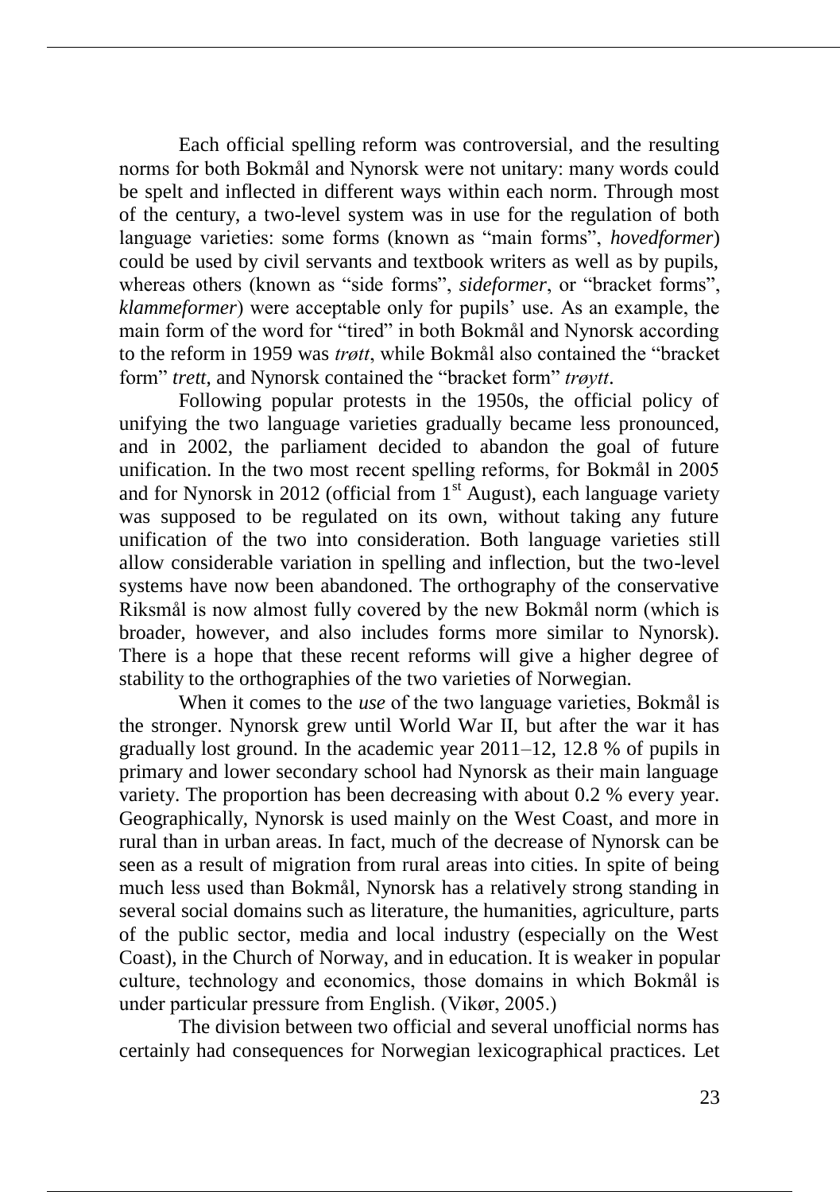Each official spelling reform was controversial, and the resulting norms for both Bokmål and Nynorsk were not unitary: many words could be spelt and inflected in different ways within each norm. Through most of the century, a two-level system was in use for the regulation of both language varieties: some forms (known as “main forms”, *hovedformer*) could be used by civil servants and textbook writers as well as by pupils, whereas others (known as “side forms”, *sideformer*, or “bracket forms”, *klammeformer*) were acceptable only for pupils’ use. As an example, the main form of the word for “tired” in both Bokmål and Nynorsk according to the reform in 1959 was *trøtt*, while Bokmål also contained the “bracket form” *trett*, and Nynorsk contained the “bracket form” *trøytt*.

Following popular protests in the 1950s, the official policy of unifying the two language varieties gradually became less pronounced, and in 2002, the parliament decided to abandon the goal of future unification. In the two most recent spelling reforms, for Bokmål in 2005 and for Nynorsk in 2012 (official from 1st August), each language variety was supposed to be regulated on its own, without taking any future unification of the two into consideration. Both language varieties still allow considerable variation in spelling and inflection, but the two-level systems have now been abandoned. The orthography of the conservative Riksmål is now almost fully covered by the new Bokmål norm (which is broader, however, and also includes forms more similar to Nynorsk). There is a hope that these recent reforms will give a higher degree of stability to the orthographies of the two varieties of Norwegian.

When it comes to the *use* of the two language varieties, Bokmål is the stronger. Nynorsk grew until World War II, but after the war it has gradually lost ground. In the academic year 2011–12, 12.8 % of pupils in primary and lower secondary school had Nynorsk as their main language variety. The proportion has been decreasing with about 0.2 % every year. Geographically, Nynorsk is used mainly on the West Coast, and more in rural than in urban areas. In fact, much of the decrease of Nynorsk can be seen as a result of migration from rural areas into cities. In spite of being much less used than Bokmål, Nynorsk has a relatively strong standing in several social domains such as literature, the humanities, agriculture, parts of the public sector, media and local industry (especially on the West Coast), in the Church of Norway, and in education. It is weaker in popular culture, technology and economics, those domains in which Bokmål is under particular pressure from English. (Vikør, 2005.)

The division between two official and several unofficial norms has certainly had consequences for Norwegian lexicographical practices. Let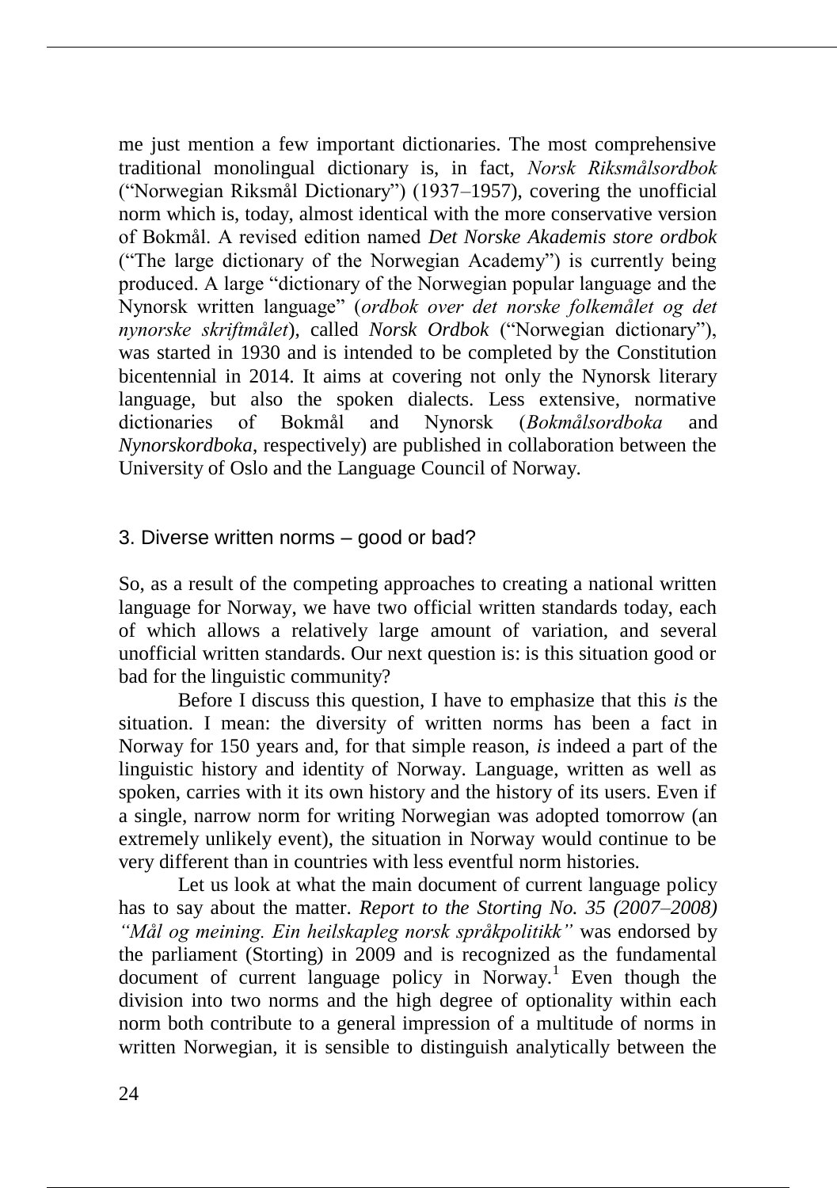me just mention a few important dictionaries. The most comprehensive traditional monolingual dictionary is, in fact, *Norsk Riksmålsordbok* ("Norwegian Riksmål Dictionary") (1937–1957), covering the unofficial norm which is, today, almost identical with the more conservative version of Bokmål. A revised edition named *Det Norske Akademis store ordbok* ("The large dictionary of the Norwegian Academy") is currently being produced. A large "dictionary of the Norwegian popular language and the Nynorsk written language" (*ordbok over det norske folkemålet og det nynorske skriftmålet*), called *Norsk Ordbok* ("Norwegian dictionary"), was started in 1930 and is intended to be completed by the Constitution bicentennial in 2014. It aims at covering not only the Nynorsk literary language, but also the spoken dialects. Less extensive, normative dictionaries of Bokmål and Nynorsk (*Bokmålsordboka* and *Nynorskordboka*, respectively) are published in collaboration between the University of Oslo and the Language Council of Norway.

## 3. Diverse written norms – good or bad?

So, as a result of the competing approaches to creating a national written language for Norway, we have two official written standards today, each of which allows a relatively large amount of variation, and several unofficial written standards. Our next question is: is this situation good or bad for the linguistic community?

Before I discuss this question, I have to emphasize that this *is* the situation. I mean: the diversity of written norms has been a fact in Norway for 150 years and, for that simple reason, *is* indeed a part of the linguistic history and identity of Norway. Language, written as well as spoken, carries with it its own history and the history of its users. Even if a single, narrow norm for writing Norwegian was adopted tomorrow (an extremely unlikely event), the situation in Norway would continue to be very different than in countries with less eventful norm histories.

Let us look at what the main document of current language policy has to say about the matter. *Report to the Storting No. 35 (2007–2008) "Mål og meining. Ein heilskapleg norsk språkpolitikk"* was endorsed by the parliament (Storting) in 2009 and is recognized as the fundamental document of current language policy in Norway.[1] Even though the division into two norms and the high degree of optionality within each norm both contribute to a general impression of a multitude of norms in written Norwegian, it is sensible to distinguish analytically between the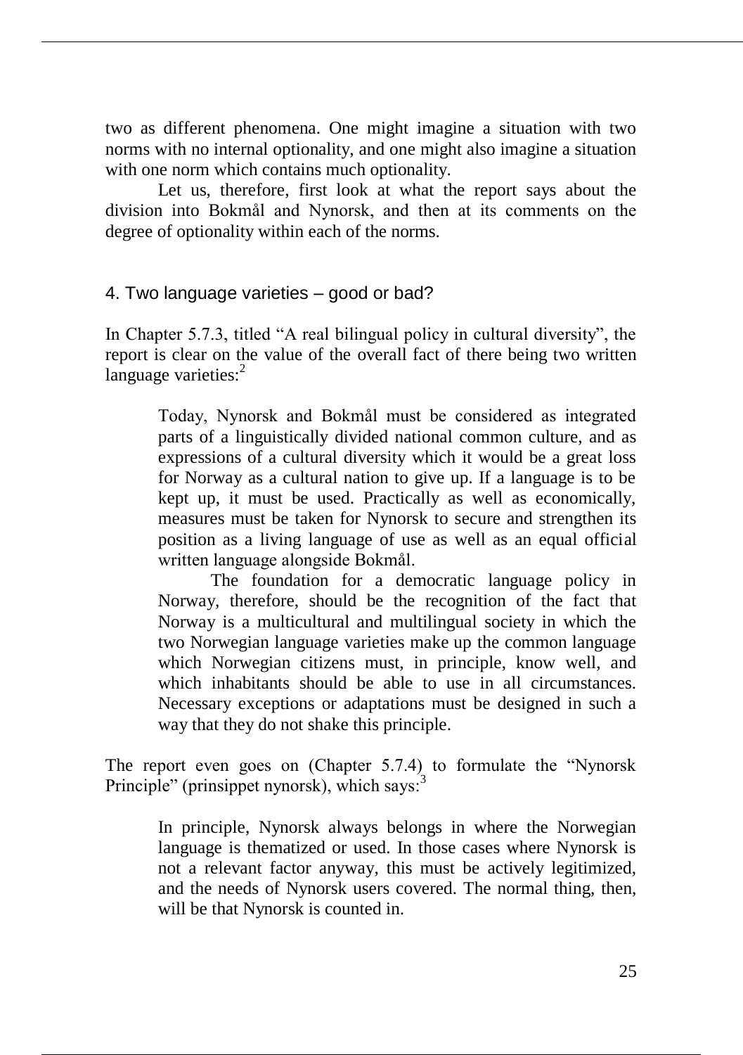two as different phenomena. One might imagine a situation with two norms with no internal optionality, and one might also imagine a situation with one norm which contains much optionality.

Let us, therefore, first look at what the report says about the division into Bokmål and Nynorsk, and then at its comments on the degree of optionality within each of the norms.

## 4. Two language varieties – good or bad?

In Chapter 5.7.3, titled "A real bilingual policy in cultural diversity", the report is clear on the value of the overall fact of there being two written language varieties:[2]

> Today, Nynorsk and Bokmål must be considered as integrated parts of a linguistically divided national common culture, and as expressions of a cultural diversity which it would be a great loss for Norway as a cultural nation to give up. If a language is to be kept up, it must be used. Practically as well as economically, measures must be taken for Nynorsk to secure and strengthen its position as a living language of use as well as an equal official written language alongside Bokmål.
>
> The foundation for a democratic language policy in Norway, therefore, should be the recognition of the fact that Norway is a multicultural and multilingual society in which the two Norwegian language varieties make up the common language which Norwegian citizens must, in principle, know well, and which inhabitants should be able to use in all circumstances. Necessary exceptions or adaptations must be designed in such a way that they do not shake this principle.

The report even goes on (Chapter 5.7.4) to formulate the "Nynorsk Principle" (prinsippet nynorsk), which says:[3]

> In principle, Nynorsk always belongs in where the Norwegian language is thematized or used. In those cases where Nynorsk is not a relevant factor anyway, this must be actively legitimized, and the needs of Nynorsk users covered. The normal thing, then, will be that Nynorsk is counted in.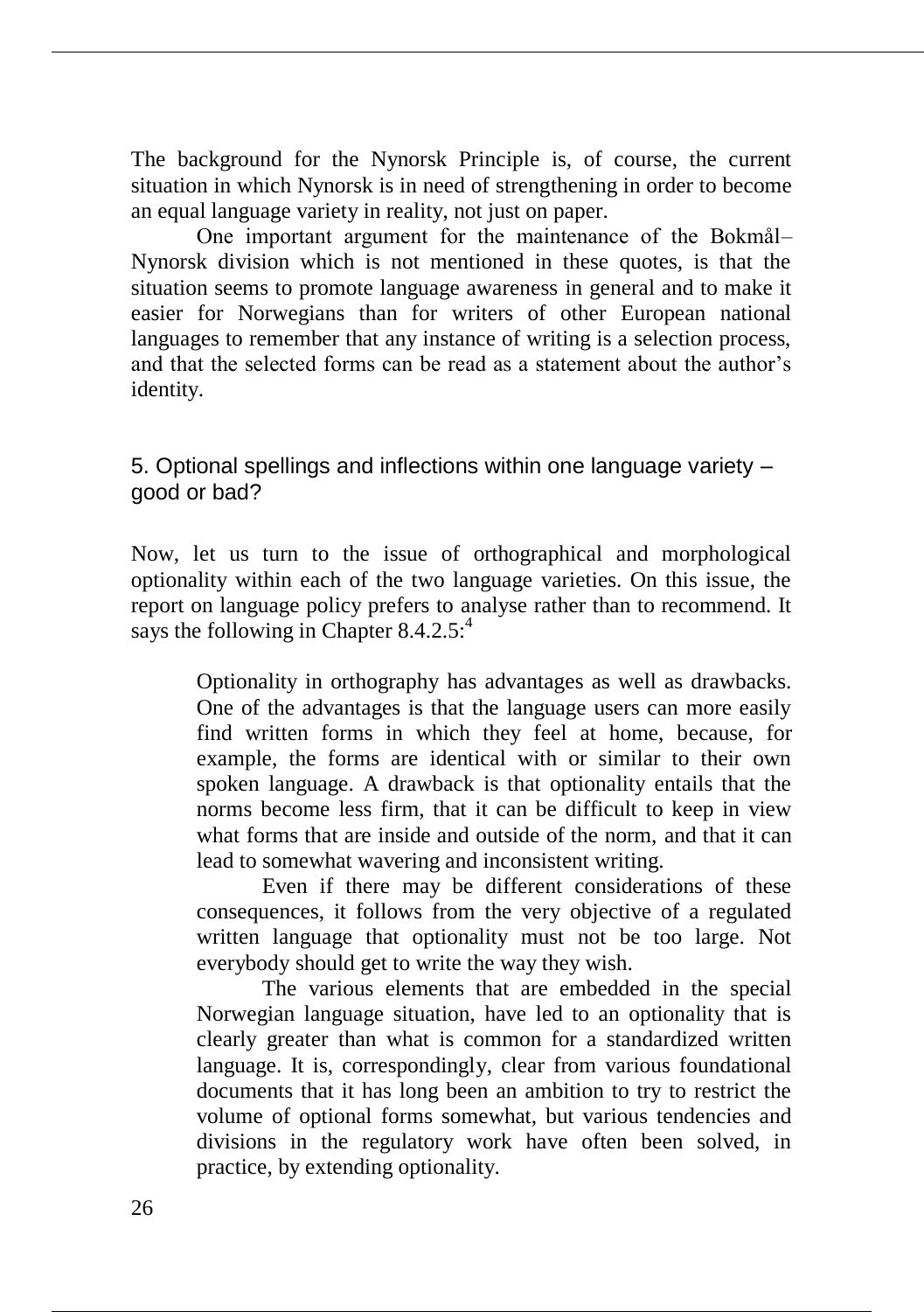The background for the Nynorsk Principle is, of course, the current situation in which Nynorsk is in need of strengthening in order to become an equal language variety in reality, not just on paper.

One important argument for the maintenance of the Bokmål–Nynorsk division which is not mentioned in these quotes, is that the situation seems to promote language awareness in general and to make it easier for Norwegians than for writers of other European national languages to remember that any instance of writing is a selection process, and that the selected forms can be read as a statement about the author's identity.

## 5. Optional spellings and inflections within one language variety – good or bad?

Now, let us turn to the issue of orthographical and morphological optionality within each of the two language varieties. On this issue, the report on language policy prefers to analyse rather than to recommend. It says the following in Chapter 8.4.2.5:[4]

> Optionality in orthography has advantages as well as drawbacks. One of the advantages is that the language users can more easily find written forms in which they feel at home, because, for example, the forms are identical with or similar to their own spoken language. A drawback is that optionality entails that the norms become less firm, that it can be difficult to keep in view what forms that are inside and outside of the norm, and that it can lead to somewhat wavering and inconsistent writing.
>
> Even if there may be different considerations of these consequences, it follows from the very objective of a regulated written language that optionality must not be too large. Not everybody should get to write the way they wish.
>
> The various elements that are embedded in the special Norwegian language situation, have led to an optionality that is clearly greater than what is common for a standardized written language. It is, correspondingly, clear from various foundational documents that it has long been an ambition to try to restrict the volume of optional forms somewhat, but various tendencies and divisions in the regulatory work have often been solved, in practice, by extending optionality.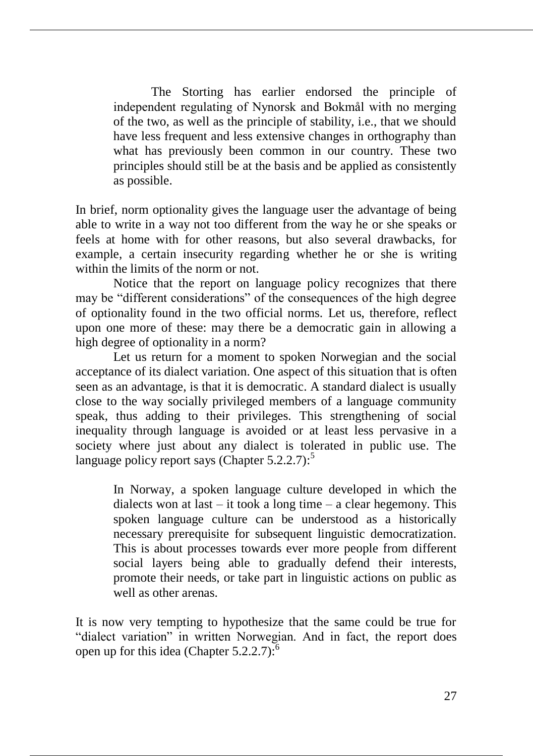> The Storting has earlier endorsed the principle of independent regulating of Nynorsk and Bokmål with no merging of the two, as well as the principle of stability, i.e., that we should have less frequent and less extensive changes in orthography than what has previously been common in our country. These two principles should still be at the basis and be applied as consistently as possible.

In brief, norm optionality gives the language user the advantage of being able to write in a way not too different from the way he or she speaks or feels at home with for other reasons, but also several drawbacks, for example, a certain insecurity regarding whether he or she is writing within the limits of the norm or not.

Notice that the report on language policy recognizes that there may be "different considerations" of the consequences of the high degree of optionality found in the two official norms. Let us, therefore, reflect upon one more of these: may there be a democratic gain in allowing a high degree of optionality in a norm?

Let us return for a moment to spoken Norwegian and the social acceptance of its dialect variation. One aspect of this situation that is often seen as an advantage, is that it is democratic. A standard dialect is usually close to the way socially privileged members of a language community speak, thus adding to their privileges. This strengthening of social inequality through language is avoided or at least less pervasive in a society where just about any dialect is tolerated in public use. The language policy report says (Chapter 5.2.2.7):[5]

> In Norway, a spoken language culture developed in which the dialects won at last – it took a long time – a clear hegemony. This spoken language culture can be understood as a historically necessary prerequisite for subsequent linguistic democratization. This is about processes towards ever more people from different social layers being able to gradually defend their interests, promote their needs, or take part in linguistic actions on public as well as other arenas.

It is now very tempting to hypothesize that the same could be true for "dialect variation" in written Norwegian. And in fact, the report does open up for this idea (Chapter 5.2.2.7):[6]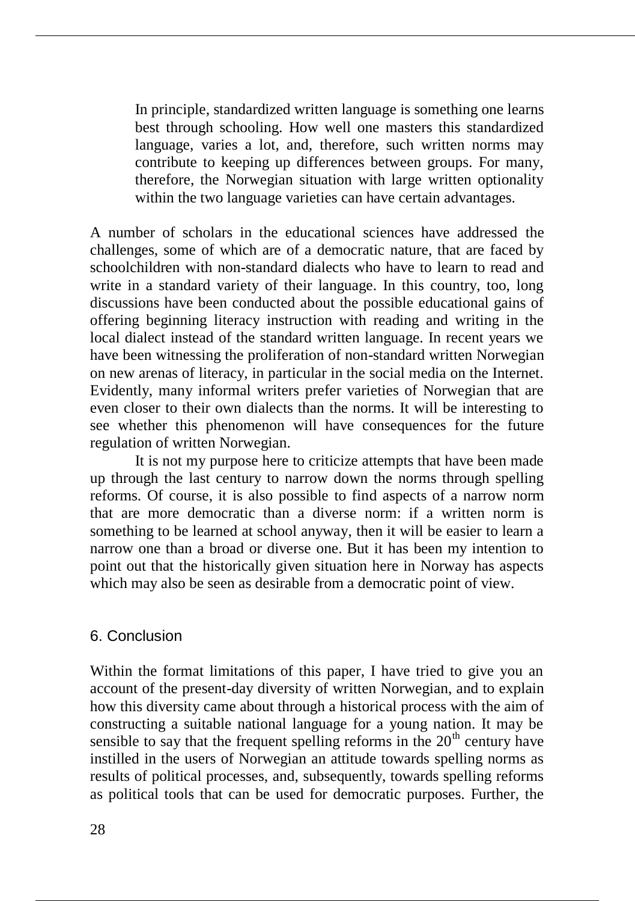> In principle, standardized written language is something one learns best through schooling. How well one masters this standardized language, varies a lot, and, therefore, such written norms may contribute to keeping up differences between groups. For many, therefore, the Norwegian situation with large written optionality within the two language varieties can have certain advantages.

A number of scholars in the educational sciences have addressed the challenges, some of which are of a democratic nature, that are faced by schoolchildren with non-standard dialects who have to learn to read and write in a standard variety of their language. In this country, too, long discussions have been conducted about the possible educational gains of offering beginning literacy instruction with reading and writing in the local dialect instead of the standard written language. In recent years we have been witnessing the proliferation of non-standard written Norwegian on new arenas of literacy, in particular in the social media on the Internet. Evidently, many informal writers prefer varieties of Norwegian that are even closer to their own dialects than the norms. It will be interesting to see whether this phenomenon will have consequences for the future regulation of written Norwegian.

It is not my purpose here to criticize attempts that have been made up through the last century to narrow down the norms through spelling reforms. Of course, it is also possible to find aspects of a narrow norm that are more democratic than a diverse norm: if a written norm is something to be learned at school anyway, then it will be easier to learn a narrow one than a broad or diverse one. But it has been my intention to point out that the historically given situation here in Norway has aspects which may also be seen as desirable from a democratic point of view.

## 6. Conclusion

Within the format limitations of this paper, I have tried to give you an account of the present-day diversity of written Norwegian, and to explain how this diversity came about through a historical process with the aim of constructing a suitable national language for a young nation. It may be sensible to say that the frequent spelling reforms in the 20th century have instilled in the users of Norwegian an attitude towards spelling norms as results of political processes, and, subsequently, towards spelling reforms as political tools that can be used for democratic purposes. Further, the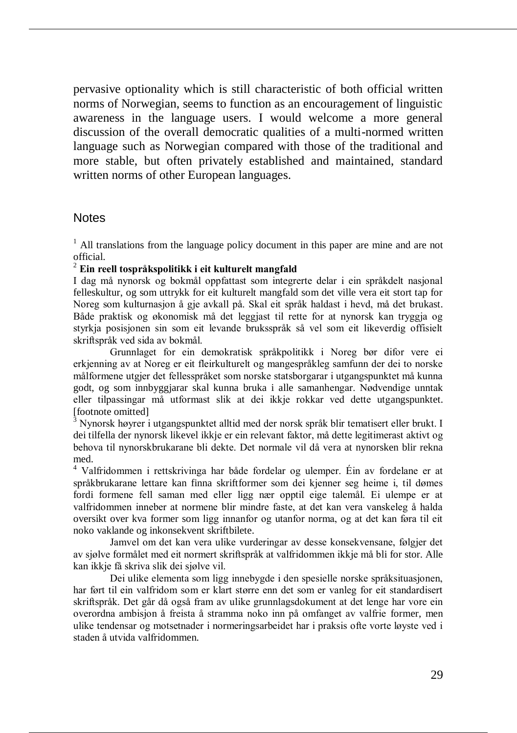pervasive optionality which is still characteristic of both official written norms of Norwegian, seems to function as an encouragement of linguistic awareness in the language users. I would welcome a more general discussion of the overall democratic qualities of a multi-normed written language such as Norwegian compared with those of the traditional and more stable, but often privately established and maintained, standard written norms of other European languages.

## Notes

[1] All translations from the language policy document in this paper are mine and are not official.

[2] **Ein reell tospråkspolitikk i eit kulturelt mangfald**

I dag må nynorsk og bokmål oppfattast som integrerte delar i ein språkdelt nasjonal felleskultur, og som uttrykk for eit kulturelt mangfald som det ville vera eit stort tap for Noreg som kulturnasjon å gje avkall på. Skal eit språk haldast i hevd, må det brukast. Både praktisk og økonomisk må det leggjast til rette for at nynorsk kan tryggja og styrkja posisjonen sin som eit levande bruksspråk så vel som eit likeverdig offisielt skriftspråk ved sida av bokmål.

Grunnlaget for ein demokratisk språkpolitikk i Noreg bør difor vere ei erkjenning av at Noreg er eit fleirkulturelt og mangespråkleg samfunn der dei to norske målformene utgjer det fellesspråket som norske statsborgarar i utgangspunktet må kunna godt, og som innbyggjarar skal kunna bruka i alle samanhengar. Nødvendige unntak eller tilpassingar må utformast slik at dei ikkje rokkar ved dette utgangspunktet. [footnote omitted]

[3] Nynorsk høyrer i utgangspunktet alltid med der norsk språk blir tematisert eller brukt. I dei tilfella der nynorsk likevel ikkje er ein relevant faktor, må dette legitimerast aktivt og behova til nynorskbrukarane bli dekte. Det normale vil då vera at nynorsken blir rekna med.

[4] Valfridommen i rettskrivinga har både fordelar og ulemper. Éin av fordelane er at språkbrukarane lettare kan finna skriftformer som dei kjenner seg heime i, til dømes fordi formene fell saman med eller ligg nær opptil eige talemål. Ei ulempe er at valfridommen inneber at normene blir mindre faste, at det kan vera vanskeleg å halda oversikt over kva former som ligg innanfor og utanfor norma, og at det kan føra til eit noko vaklande og inkonsekvent skriftbilete.

Jamvel om det kan vera ulike vurderingar av desse konsekvensane, følgjer det av sjølve formålet med eit normert skriftspråk at valfridommen ikkje må bli for stor. Alle kan ikkje få skriva slik dei sjølve vil.

Dei ulike elementa som ligg innebygde i den spesielle norske språksituasjonen, har ført til ein valfridom som er klart større enn det som er vanleg for eit standardisert skriftspråk. Det går då også fram av ulike grunnlagsdokument at det lenge har vore ein overordna ambisjon å freista å stramma noko inn på omfanget av valfrie former, men ulike tendensar og motsetnader i normeringsarbeidet har i praksis ofte vorte løyste ved i staden å utvida valfridommen.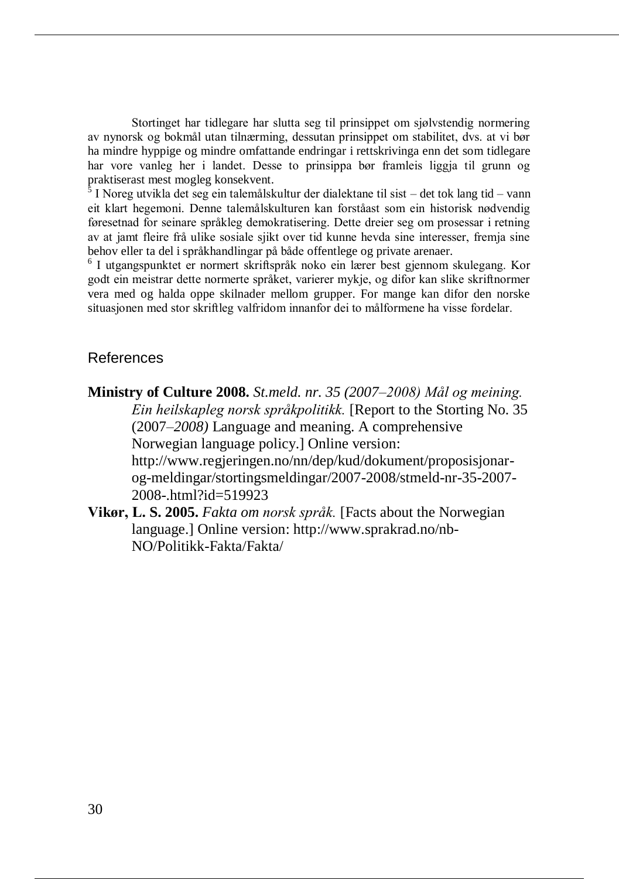Stortinget har tidlegare har slutta seg til prinsippet om sjølvstendig normering av nynorsk og bokmål utan tilnærming, dessutan prinsippet om stabilitet, dvs. at vi bør ha mindre hyppige og mindre omfattande endringar i rettskrivinga enn det som tidlegare har vore vanleg her i landet. Desse to prinsippa bør framleis liggja til grunn og praktiserast mest mogleg konsekvent.

[5] I Noreg utvikla det seg ein talemålskultur der dialektane til sist – det tok lang tid – vann eit klart hegemoni. Denne talemålskulturen kan forståast som ein historisk nødvendig føresetnad for seinare språkleg demokratisering. Dette dreier seg om prosessar i retning av at jamt fleire frå ulike sosiale sjikt over tid kunne hevda sine interesser, fremja sine behov eller ta del i språkhandlingar på både offentlege og private arenaer.

[6] I utgangspunktet er normert skriftspråk noko ein lærer best gjennom skulegang. Kor godt ein meistrar dette normerte språket, varierer mykje, og difor kan slike skriftnormer vera med og halda oppe skilnader mellom grupper. For mange kan difor den norske situasjonen med stor skriftleg valfridom innanfor dei to målformene ha visse fordelar.

## References

**Ministry of Culture 2008.** *St.meld. nr. 35 (2007–2008) Mål og meining. Ein heilskapleg norsk språkpolitikk.* [Report to the Storting No. 35 (2007–*2008)* Language and meaning. A comprehensive Norwegian language policy.] Online version: http://www.regjeringen.no/nn/dep/kud/dokument/proposisjonar-og-meldingar/stortingsmeldingar/2007-2008/stmeld-nr-35-2007-2008-.html?id=519923

**Vikør, L. S. 2005.** *Fakta om norsk språk.* [Facts about the Norwegian language.] Online version: http://www.sprakrad.no/nb-NO/Politikk-Fakta/Fakta/